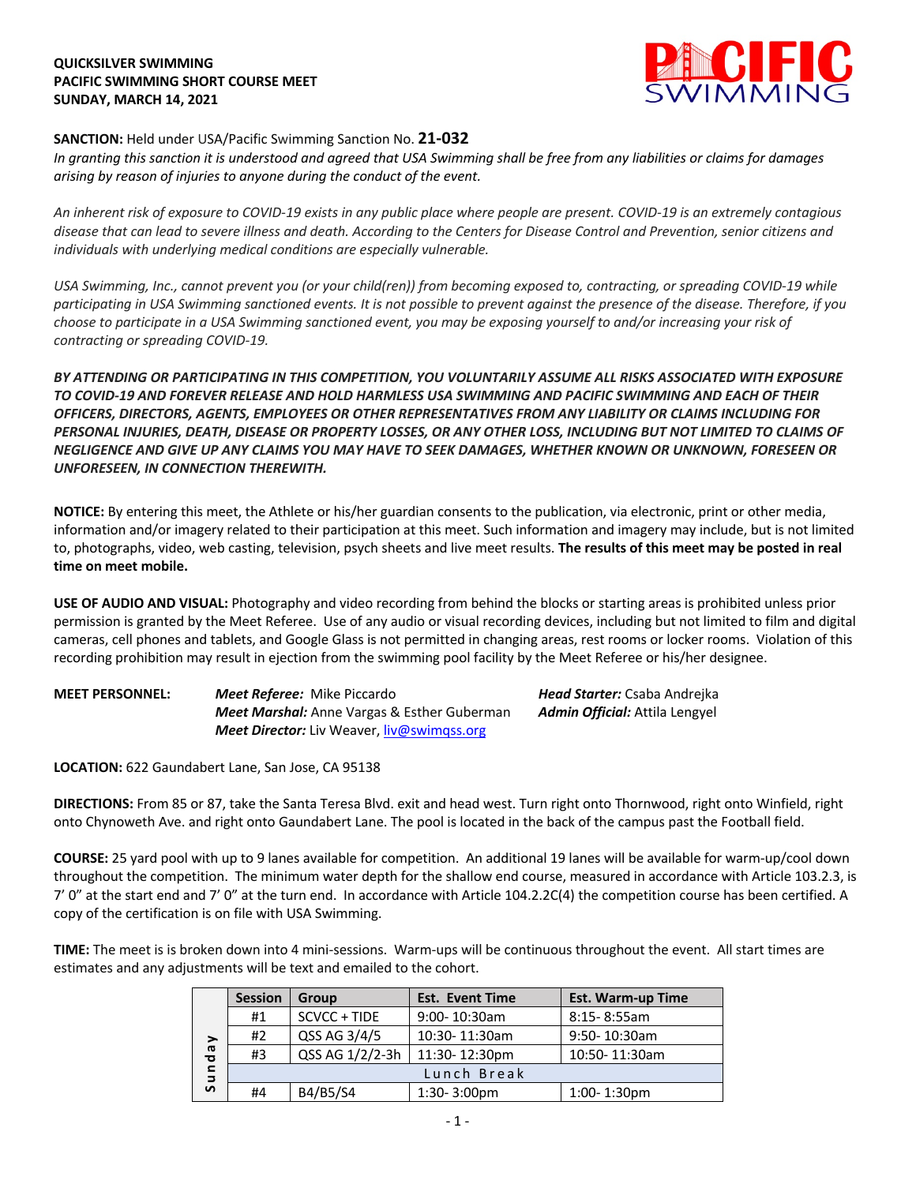**QUICKSILVER SWIMMING**
**PACIFIC SWIMMING SHORT COURSE MEET**
**SUNDAY, MARCH 14, 2021**

**SANCTION:** Held under USA/Pacific Swimming Sanction No. **21-032**
*In granting this sanction it is understood and agreed that USA Swimming shall be free from any liabilities or claims for damages arising by reason of injuries to anyone during the conduct of the event.*

*An inherent risk of exposure to COVID-19 exists in any public place where people are present. COVID-19 is an extremely contagious disease that can lead to severe illness and death. According to the Centers for Disease Control and Prevention, senior citizens and individuals with underlying medical conditions are especially vulnerable.*

*USA Swimming, Inc., cannot prevent you (or your child(ren)) from becoming exposed to, contracting, or spreading COVID-19 while participating in USA Swimming sanctioned events. It is not possible to prevent against the presence of the disease. Therefore, if you choose to participate in a USA Swimming sanctioned event, you may be exposing yourself to and/or increasing your risk of contracting or spreading COVID-19.*

***BY ATTENDING OR PARTICIPATING IN THIS COMPETITION, YOU VOLUNTARILY ASSUME ALL RISKS ASSOCIATED WITH EXPOSURE TO COVID-19 AND FOREVER RELEASE AND HOLD HARMLESS USA SWIMMING AND PACIFIC SWIMMING AND EACH OF THEIR OFFICERS, DIRECTORS, AGENTS, EMPLOYEES OR OTHER REPRESENTATIVES FROM ANY LIABILITY OR CLAIMS INCLUDING FOR PERSONAL INJURIES, DEATH, DISEASE OR PROPERTY LOSSES, OR ANY OTHER LOSS, INCLUDING BUT NOT LIMITED TO CLAIMS OF NEGLIGENCE AND GIVE UP ANY CLAIMS YOU MAY HAVE TO SEEK DAMAGES, WHETHER KNOWN OR UNKNOWN, FORESEEN OR UNFORESEEN, IN CONNECTION THEREWITH.***

**NOTICE:** By entering this meet, the Athlete or his/her guardian consents to the publication, via electronic, print or other media, information and/or imagery related to their participation at this meet. Such information and imagery may include, but is not limited to, photographs, video, web casting, television, psych sheets and live meet results. **The results of this meet may be posted in real time on meet mobile.**

**USE OF AUDIO AND VISUAL:** Photography and video recording from behind the blocks or starting areas is prohibited unless prior permission is granted by the Meet Referee. Use of any audio or visual recording devices, including but not limited to film and digital cameras, cell phones and tablets, and Google Glass is not permitted in changing areas, rest rooms or locker rooms. Violation of this recording prohibition may result in ejection from the swimming pool facility by the Meet Referee or his/her designee.

**MEET PERSONNEL:**
*Meet Referee:* Mike Piccardo
*Meet Marshal:* Anne Vargas & Esther Guberman
*Meet Director:* Liv Weaver, liv@swimqss.org
*Head Starter:* Csaba Andrejka
*Admin Official:* Attila Lengyel

**LOCATION:** 622 Gaundabert Lane, San Jose, CA 95138

**DIRECTIONS:** From 85 or 87, take the Santa Teresa Blvd. exit and head west. Turn right onto Thornwood, right onto Winfield, right onto Chynoweth Ave. and right onto Gaundabert Lane. The pool is located in the back of the campus past the Football field.

**COURSE:** 25 yard pool with up to 9 lanes available for competition. An additional 19 lanes will be available for warm-up/cool down throughout the competition. The minimum water depth for the shallow end course, measured in accordance with Article 103.2.3, is 7' 0" at the start end and 7' 0" at the turn end. In accordance with Article 104.2.2C(4) the competition course has been certified. A copy of the certification is on file with USA Swimming.

**TIME:** The meet is is broken down into 4 mini-sessions. Warm-ups will be continuous throughout the event. All start times are estimates and any adjustments will be text and emailed to the cohort.

| | Session | Group | Est. Event Time | Est. Warm-up Time |
|---|---|---|---|---|
| Sunday | #1 | SCVCC + TIDE | 9:00- 10:30am | 8:15- 8:55am |
| | #2 | QSS AG 3/4/5 | 10:30- 11:30am | 9:50- 10:30am |
| | #3 | QSS AG 1/2/2-3h | 11:30- 12:30pm | 10:50- 11:30am |
| | Lunch Break | | | |
| | #4 | B4/B5/S4 | 1:30- 3:00pm | 1:00- 1:30pm |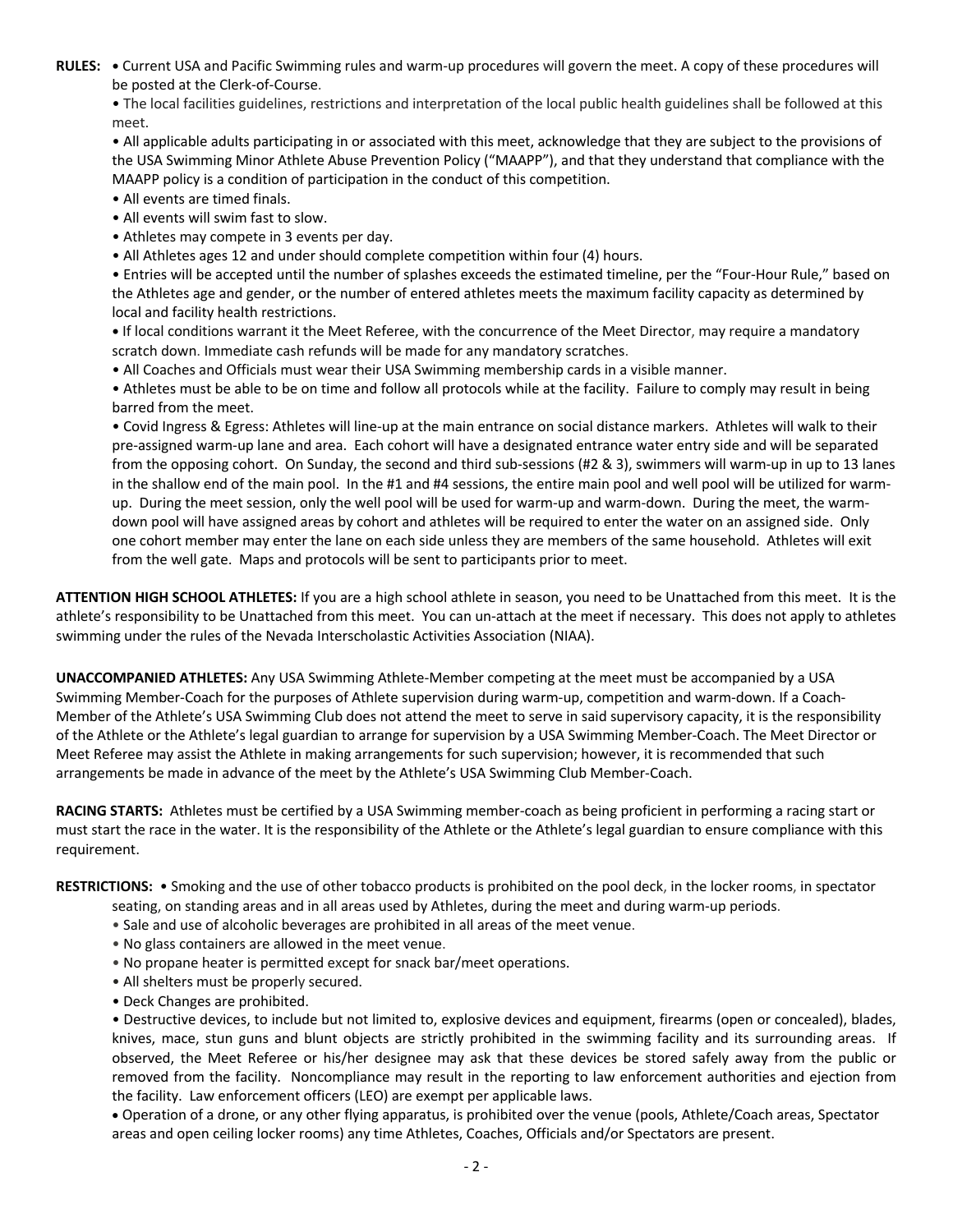**RULES:** • Current USA and Pacific Swimming rules and warm-up procedures will govern the meet. A copy of these procedures will be posted at the Clerk-of-Course.

• The local facilities guidelines, restrictions and interpretation of the local public health guidelines shall be followed at this meet.

• All applicable adults participating in or associated with this meet, acknowledge that they are subject to the provisions of the USA Swimming Minor Athlete Abuse Prevention Policy ("MAAPP"), and that they understand that compliance with the MAAPP policy is a condition of participation in the conduct of this competition.

• All events are timed finals.

• All events will swim fast to slow.

• Athletes may compete in 3 events per day.

• All Athletes ages 12 and under should complete competition within four (4) hours.

• Entries will be accepted until the number of splashes exceeds the estimated timeline, per the "Four-Hour Rule," based on the Athletes age and gender, or the number of entered athletes meets the maximum facility capacity as determined by local and facility health restrictions.

• If local conditions warrant it the Meet Referee, with the concurrence of the Meet Director, may require a mandatory scratch down. Immediate cash refunds will be made for any mandatory scratches.

• All Coaches and Officials must wear their USA Swimming membership cards in a visible manner.

• Athletes must be able to be on time and follow all protocols while at the facility. Failure to comply may result in being barred from the meet.

• Covid Ingress & Egress: Athletes will line-up at the main entrance on social distance markers. Athletes will walk to their pre-assigned warm-up lane and area. Each cohort will have a designated entrance water entry side and will be separated from the opposing cohort. On Sunday, the second and third sub-sessions (#2 & 3), swimmers will warm-up in up to 13 lanes in the shallow end of the main pool. In the #1 and #4 sessions, the entire main pool and well pool will be utilized for warm-up. During the meet session, only the well pool will be used for warm-up and warm-down. During the meet, the warm-down pool will have assigned areas by cohort and athletes will be required to enter the water on an assigned side. Only one cohort member may enter the lane on each side unless they are members of the same household. Athletes will exit from the well gate. Maps and protocols will be sent to participants prior to meet.

**ATTENTION HIGH SCHOOL ATHLETES:** If you are a high school athlete in season, you need to be Unattached from this meet. It is the athlete's responsibility to be Unattached from this meet. You can un-attach at the meet if necessary. This does not apply to athletes swimming under the rules of the Nevada Interscholastic Activities Association (NIAA).

**UNACCOMPANIED ATHLETES:** Any USA Swimming Athlete-Member competing at the meet must be accompanied by a USA Swimming Member-Coach for the purposes of Athlete supervision during warm-up, competition and warm-down. If a Coach-Member of the Athlete's USA Swimming Club does not attend the meet to serve in said supervisory capacity, it is the responsibility of the Athlete or the Athlete's legal guardian to arrange for supervision by a USA Swimming Member-Coach. The Meet Director or Meet Referee may assist the Athlete in making arrangements for such supervision; however, it is recommended that such arrangements be made in advance of the meet by the Athlete's USA Swimming Club Member-Coach.

**RACING STARTS:** Athletes must be certified by a USA Swimming member-coach as being proficient in performing a racing start or must start the race in the water. It is the responsibility of the Athlete or the Athlete's legal guardian to ensure compliance with this requirement.

**RESTRICTIONS:** • Smoking and the use of other tobacco products is prohibited on the pool deck, in the locker rooms, in spectator seating, on standing areas and in all areas used by Athletes, during the meet and during warm-up periods.

• Sale and use of alcoholic beverages are prohibited in all areas of the meet venue.

• No glass containers are allowed in the meet venue.

• No propane heater is permitted except for snack bar/meet operations.

• All shelters must be properly secured.

• Deck Changes are prohibited.

• Destructive devices, to include but not limited to, explosive devices and equipment, firearms (open or concealed), blades, knives, mace, stun guns and blunt objects are strictly prohibited in the swimming facility and its surrounding areas. If observed, the Meet Referee or his/her designee may ask that these devices be stored safely away from the public or removed from the facility. Noncompliance may result in the reporting to law enforcement authorities and ejection from the facility. Law enforcement officers (LEO) are exempt per applicable laws.

• Operation of a drone, or any other flying apparatus, is prohibited over the venue (pools, Athlete/Coach areas, Spectator areas and open ceiling locker rooms) any time Athletes, Coaches, Officials and/or Spectators are present.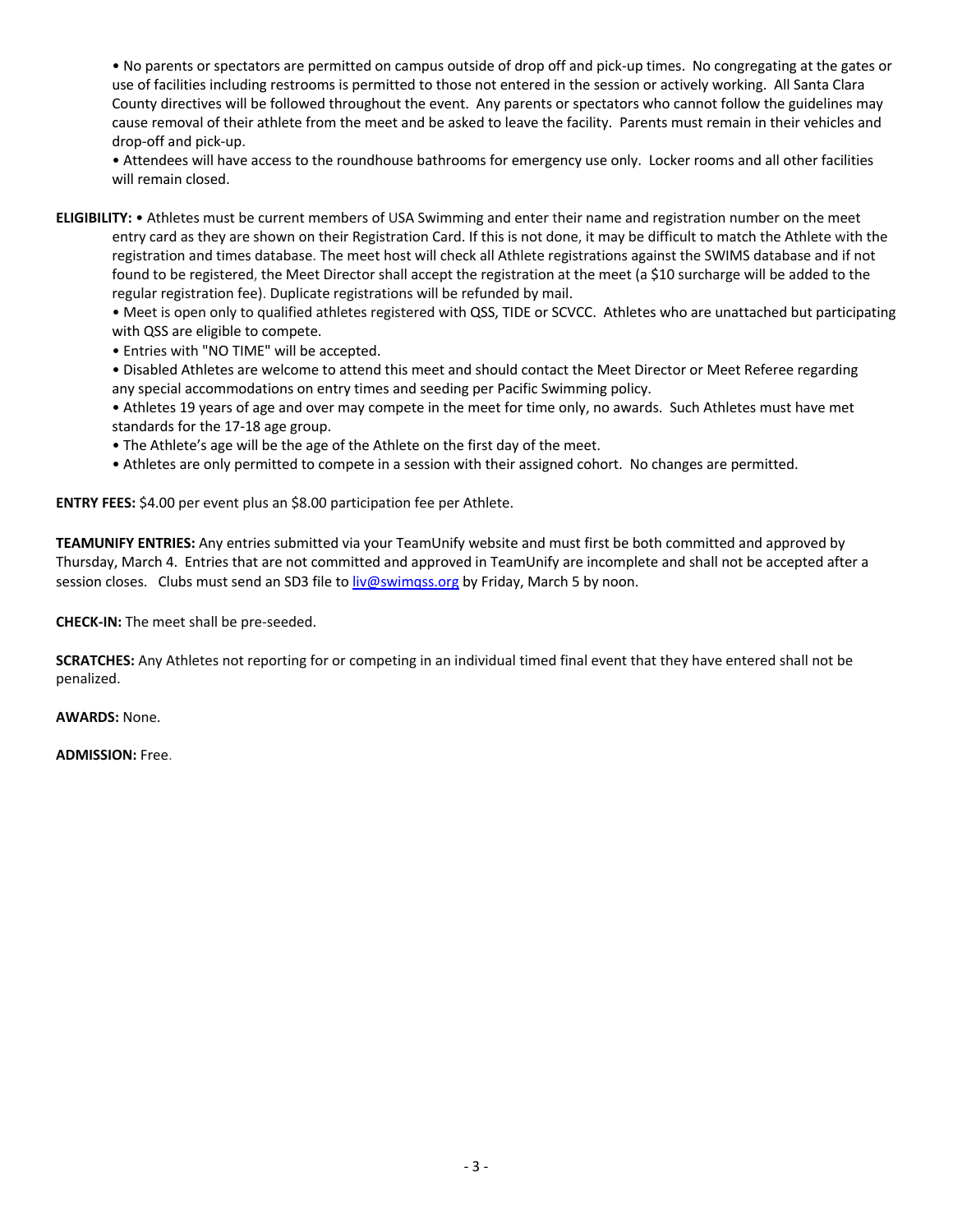- No parents or spectators are permitted on campus outside of drop off and pick-up times. No congregating at the gates or use of facilities including restrooms is permitted to those not entered in the session or actively working. All Santa Clara County directives will be followed throughout the event. Any parents or spectators who cannot follow the guidelines may cause removal of their athlete from the meet and be asked to leave the facility. Parents must remain in their vehicles and drop-off and pick-up.
- Attendees will have access to the roundhouse bathrooms for emergency use only. Locker rooms and all other facilities will remain closed.

**ELIGIBILITY:** • Athletes must be current members of USA Swimming and enter their name and registration number on the meet entry card as they are shown on their Registration Card. If this is not done, it may be difficult to match the Athlete with the registration and times database. The meet host will check all Athlete registrations against the SWIMS database and if not found to be registered, the Meet Director shall accept the registration at the meet (a $10 surcharge will be added to the regular registration fee). Duplicate registrations will be refunded by mail.

- Meet is open only to qualified athletes registered with QSS, TIDE or SCVCC. Athletes who are unattached but participating with QSS are eligible to compete.
- Entries with "NO TIME" will be accepted.
- Disabled Athletes are welcome to attend this meet and should contact the Meet Director or Meet Referee regarding any special accommodations on entry times and seeding per Pacific Swimming policy.
- Athletes 19 years of age and over may compete in the meet for time only, no awards. Such Athletes must have met standards for the 17-18 age group.
- The Athlete's age will be the age of the Athlete on the first day of the meet.
- Athletes are only permitted to compete in a session with their assigned cohort. No changes are permitted.

**ENTRY FEES:** $4.00 per event plus an $8.00 participation fee per Athlete.

**TEAMUNIFY ENTRIES:** Any entries submitted via your TeamUnify website and must first be both committed and approved by Thursday, March 4. Entries that are not committed and approved in TeamUnify are incomplete and shall not be accepted after a session closes. Clubs must send an SD3 file to liv@swimqss.org by Friday, March 5 by noon.

**CHECK-IN:** The meet shall be pre-seeded.

**SCRATCHES:** Any Athletes not reporting for or competing in an individual timed final event that they have entered shall not be penalized.

**AWARDS:** None.

**ADMISSION:** Free.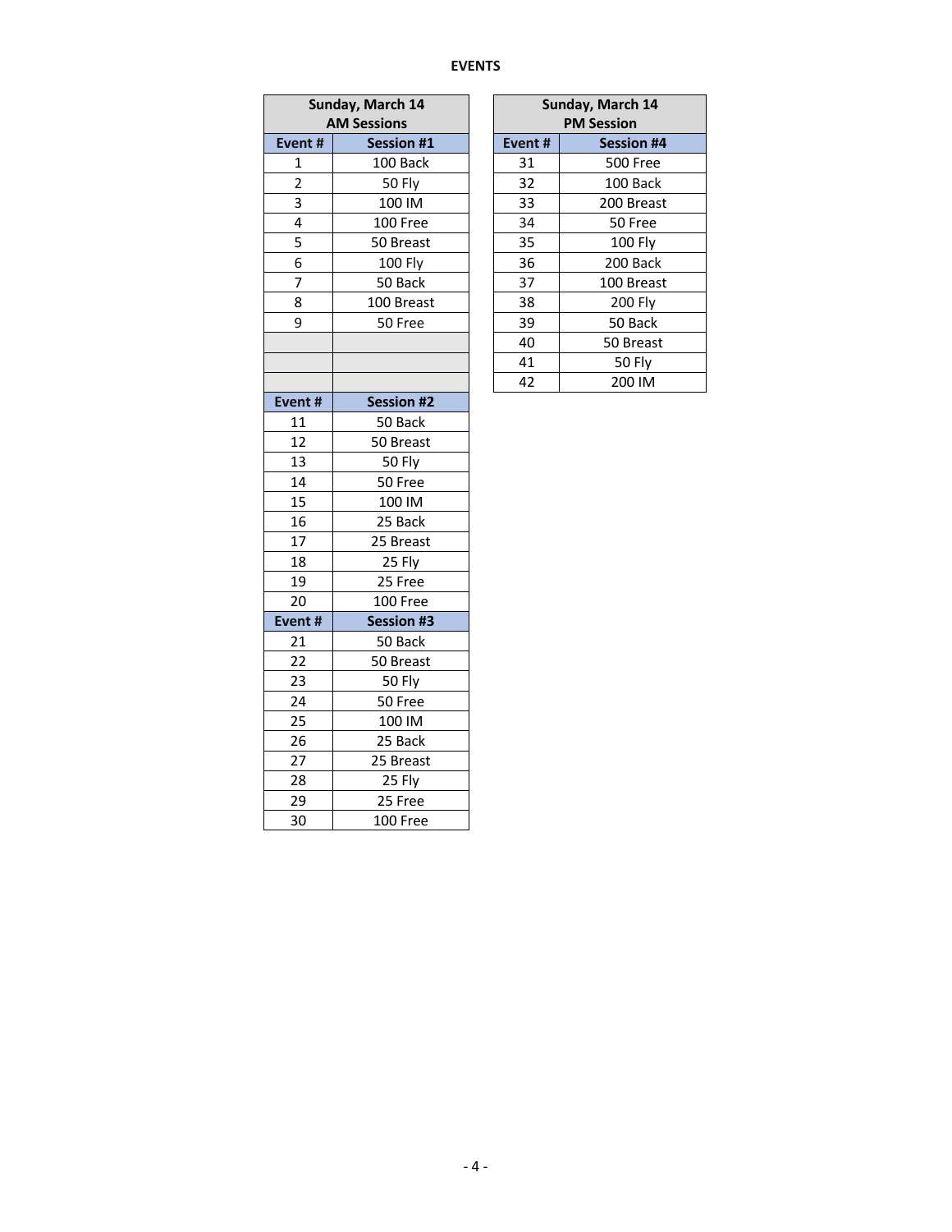**EVENTS**

| Sunday, March 14 AM Sessions | |
|---|---|
| **Event #** | **Session #1** |
| 1 | 100 Back |
| 2 | 50 Fly |
| 3 | 100 IM |
| 4 | 100 Free |
| 5 | 50 Breast |
| 6 | 100 Fly |
| 7 | 50 Back |
| 8 | 100 Breast |
| 9 | 50 Free |
| | |
| | |
| | |
| **Event #** | **Session #2** |
| 11 | 50 Back |
| 12 | 50 Breast |
| 13 | 50 Fly |
| 14 | 50 Free |
| 15 | 100 IM |
| 16 | 25 Back |
| 17 | 25 Breast |
| 18 | 25 Fly |
| 19 | 25 Free |
| 20 | 100 Free |
| **Event #** | **Session #3** |
| 21 | 50 Back |
| 22 | 50 Breast |
| 23 | 50 Fly |
| 24 | 50 Free |
| 25 | 100 IM |
| 26 | 25 Back |
| 27 | 25 Breast |
| 28 | 25 Fly |
| 29 | 25 Free |
| 30 | 100 Free |

| Sunday, March 14 PM Session | |
|---|---|
| **Event #** | **Session #4** |
| 31 | 500 Free |
| 32 | 100 Back |
| 33 | 200 Breast |
| 34 | 50 Free |
| 35 | 100 Fly |
| 36 | 200 Back |
| 37 | 100 Breast |
| 38 | 200 Fly |
| 39 | 50 Back |
| 40 | 50 Breast |
| 41 | 50 Fly |
| 42 | 200 IM |